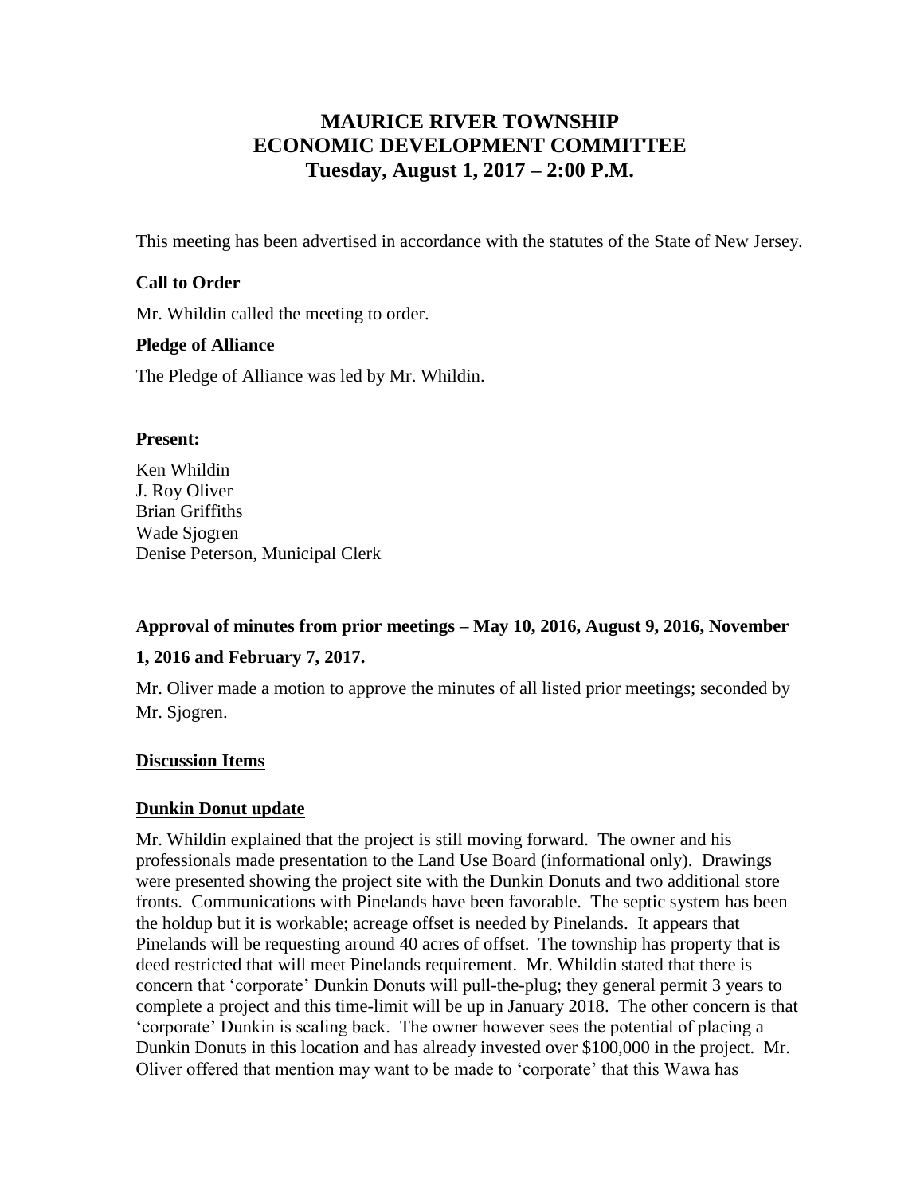# MAURICE RIVER TOWNSHIP
# ECONOMIC DEVELOPMENT COMMITTEE
# Tuesday, August 1, 2017 – 2:00 P.M.

This meeting has been advertised in accordance with the statutes of the State of New Jersey.

**Call to Order**

Mr. Whildin called the meeting to order.

**Pledge of Alliance**

The Pledge of Alliance was led by Mr. Whildin.

**Present:**

Ken Whildin
J. Roy Oliver
Brian Griffiths
Wade Sjogren
Denise Peterson, Municipal Clerk

**Approval of minutes from prior meetings – May 10, 2016, August 9, 2016, November 1, 2016 and February 7, 2017.**

Mr. Oliver made a motion to approve the minutes of all listed prior meetings; seconded by Mr. Sjogren.

**Discussion Items**

**Dunkin Donut update**

Mr. Whildin explained that the project is still moving forward. The owner and his professionals made presentation to the Land Use Board (informational only). Drawings were presented showing the project site with the Dunkin Donuts and two additional store fronts. Communications with Pinelands have been favorable. The septic system has been the holdup but it is workable; acreage offset is needed by Pinelands. It appears that Pinelands will be requesting around 40 acres of offset. The township has property that is deed restricted that will meet Pinelands requirement. Mr. Whildin stated that there is concern that 'corporate' Dunkin Donuts will pull-the-plug; they general permit 3 years to complete a project and this time-limit will be up in January 2018. The other concern is that 'corporate' Dunkin is scaling back. The owner however sees the potential of placing a Dunkin Donuts in this location and has already invested over $100,000 in the project. Mr. Oliver offered that mention may want to be made to 'corporate' that this Wawa has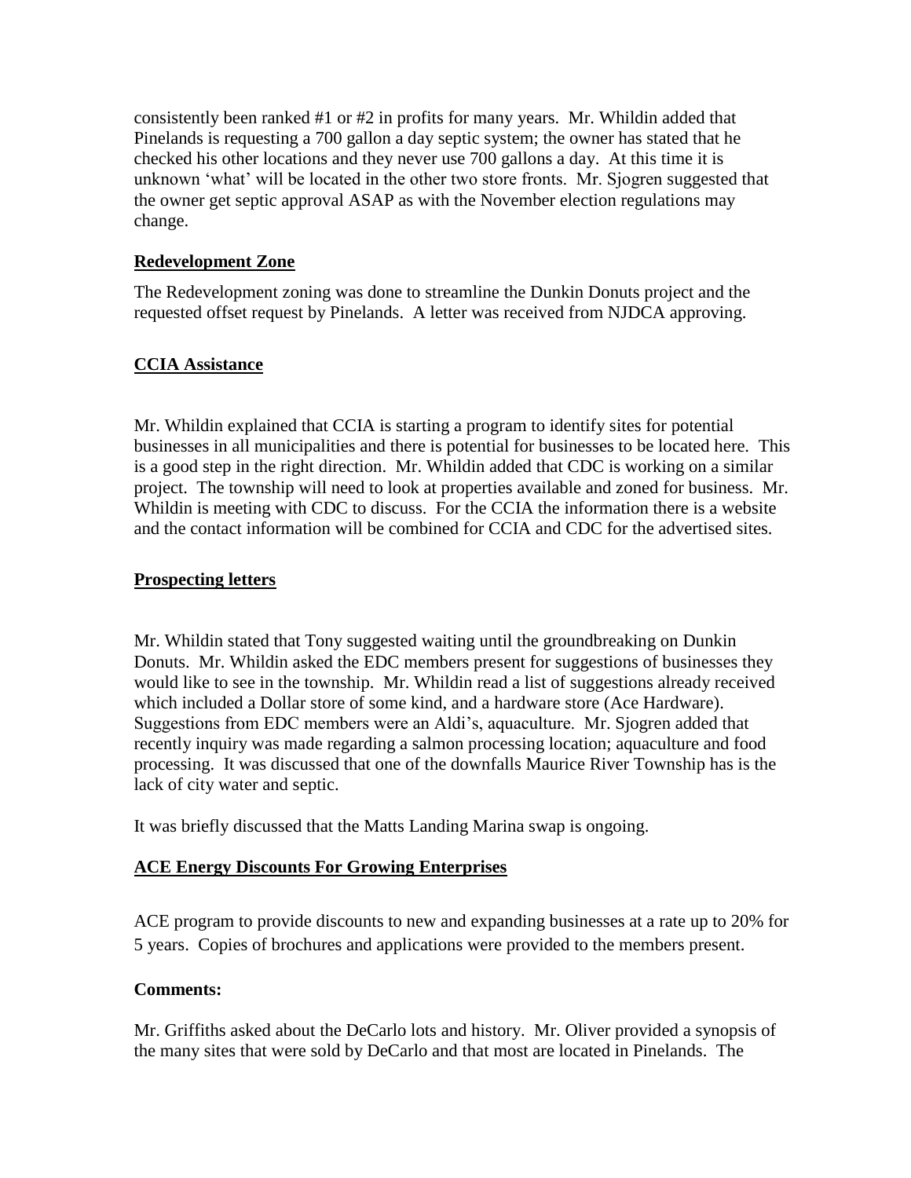consistently been ranked #1 or #2 in profits for many years. Mr. Whildin added that Pinelands is requesting a 700 gallon a day septic system; the owner has stated that he checked his other locations and they never use 700 gallons a day. At this time it is unknown 'what' will be located in the other two store fronts. Mr. Sjogren suggested that the owner get septic approval ASAP as with the November election regulations may change.

## Redevelopment Zone

The Redevelopment zoning was done to streamline the Dunkin Donuts project and the requested offset request by Pinelands. A letter was received from NJDCA approving.

## CCIA Assistance

Mr. Whildin explained that CCIA is starting a program to identify sites for potential businesses in all municipalities and there is potential for businesses to be located here. This is a good step in the right direction. Mr. Whildin added that CDC is working on a similar project. The township will need to look at properties available and zoned for business. Mr. Whildin is meeting with CDC to discuss. For the CCIA the information there is a website and the contact information will be combined for CCIA and CDC for the advertised sites.

## Prospecting letters

Mr. Whildin stated that Tony suggested waiting until the groundbreaking on Dunkin Donuts. Mr. Whildin asked the EDC members present for suggestions of businesses they would like to see in the township. Mr. Whildin read a list of suggestions already received which included a Dollar store of some kind, and a hardware store (Ace Hardware). Suggestions from EDC members were an Aldi's, aquaculture. Mr. Sjogren added that recently inquiry was made regarding a salmon processing location; aquaculture and food processing. It was discussed that one of the downfalls Maurice River Township has is the lack of city water and septic.

It was briefly discussed that the Matts Landing Marina swap is ongoing.

## ACE Energy Discounts For Growing Enterprises

ACE program to provide discounts to new and expanding businesses at a rate up to 20% for 5 years. Copies of brochures and applications were provided to the members present.

**Comments:**

Mr. Griffiths asked about the DeCarlo lots and history. Mr. Oliver provided a synopsis of the many sites that were sold by DeCarlo and that most are located in Pinelands. The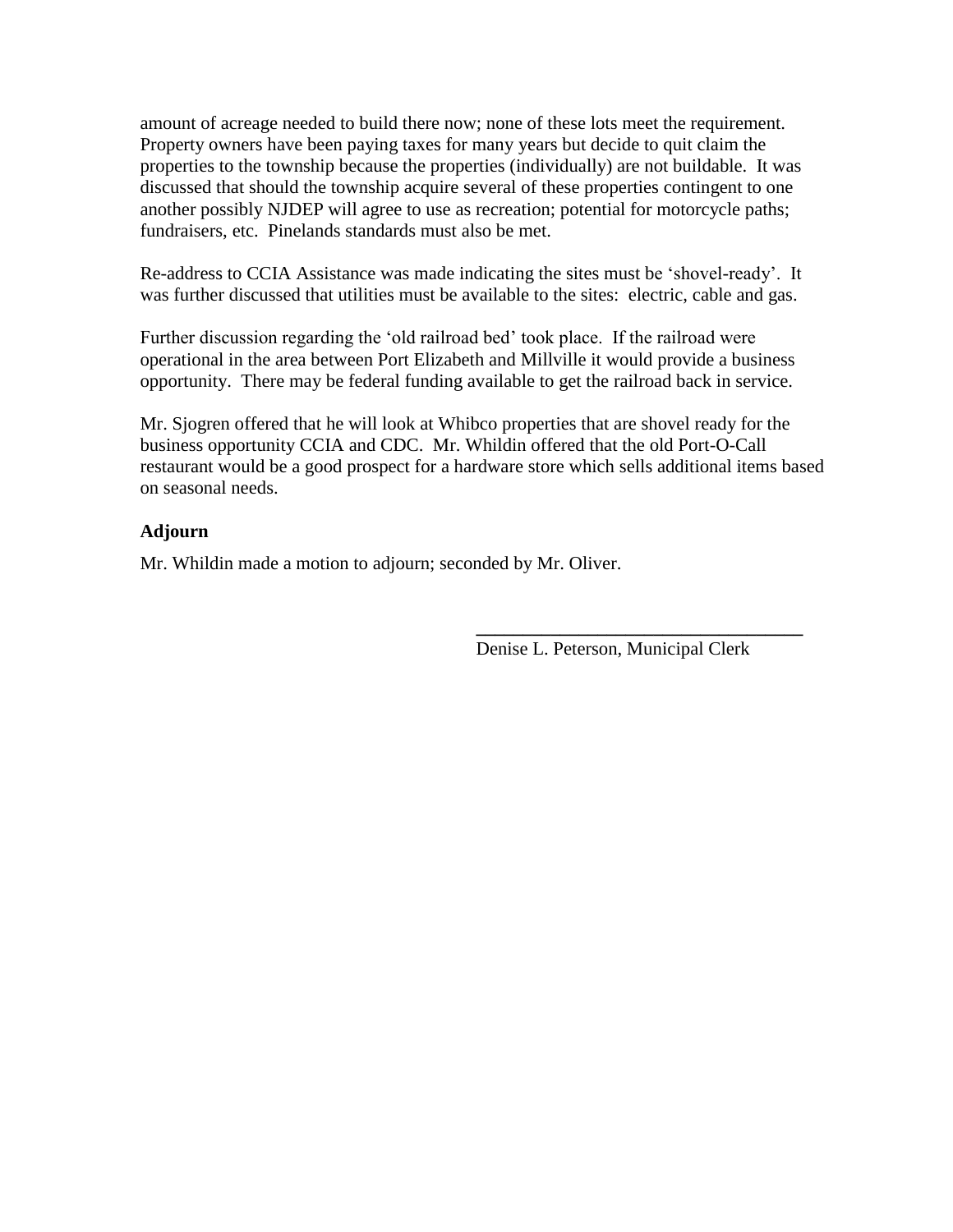amount of acreage needed to build there now; none of these lots meet the requirement. Property owners have been paying taxes for many years but decide to quit claim the properties to the township because the properties (individually) are not buildable. It was discussed that should the township acquire several of these properties contingent to one another possibly NJDEP will agree to use as recreation; potential for motorcycle paths; fundraisers, etc. Pinelands standards must also be met.

Re-address to CCIA Assistance was made indicating the sites must be 'shovel-ready'. It was further discussed that utilities must be available to the sites: electric, cable and gas.

Further discussion regarding the 'old railroad bed' took place. If the railroad were operational in the area between Port Elizabeth and Millville it would provide a business opportunity. There may be federal funding available to get the railroad back in service.

Mr. Sjogren offered that he will look at Whibco properties that are shovel ready for the business opportunity CCIA and CDC. Mr. Whildin offered that the old Port-O-Call restaurant would be a good prospect for a hardware store which sells additional items based on seasonal needs.

**Adjourn**

Mr. Whildin made a motion to adjourn; seconded by Mr. Oliver.

\_\_\_\_\_\_\_\_\_\_\_\_\_\_\_\_\_\_\_\_\_\_\_\_\_\_\_\_\_\_\_\_\_\_\_

Denise L. Peterson, Municipal Clerk